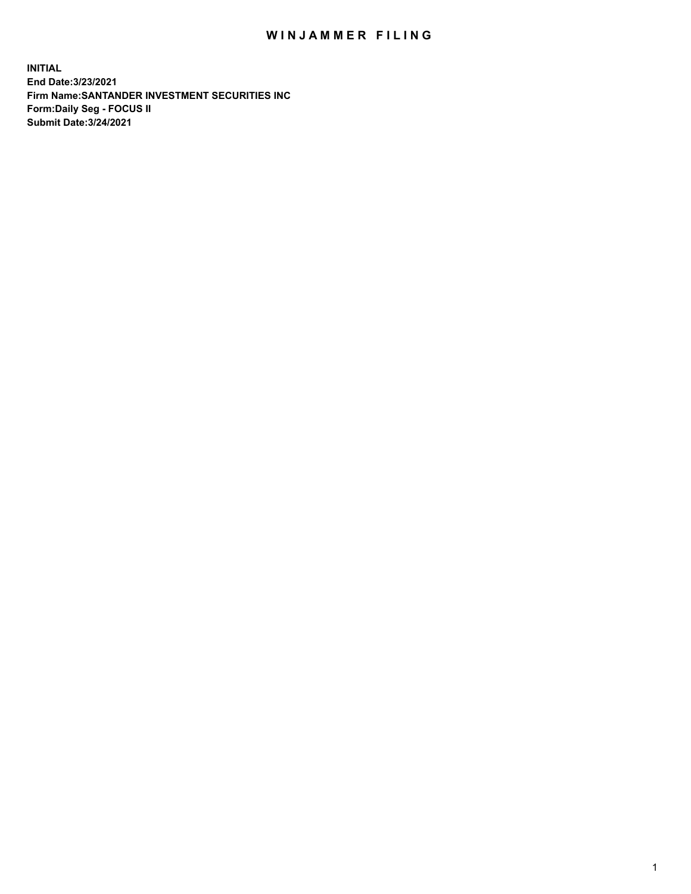# WINJAMMER FILING

**INITIAL**
**End Date:3/23/2021**
**Firm Name:SANTANDER INVESTMENT SECURITIES INC**
**Form:Daily Seg - FOCUS II**
**Submit Date:3/24/2021**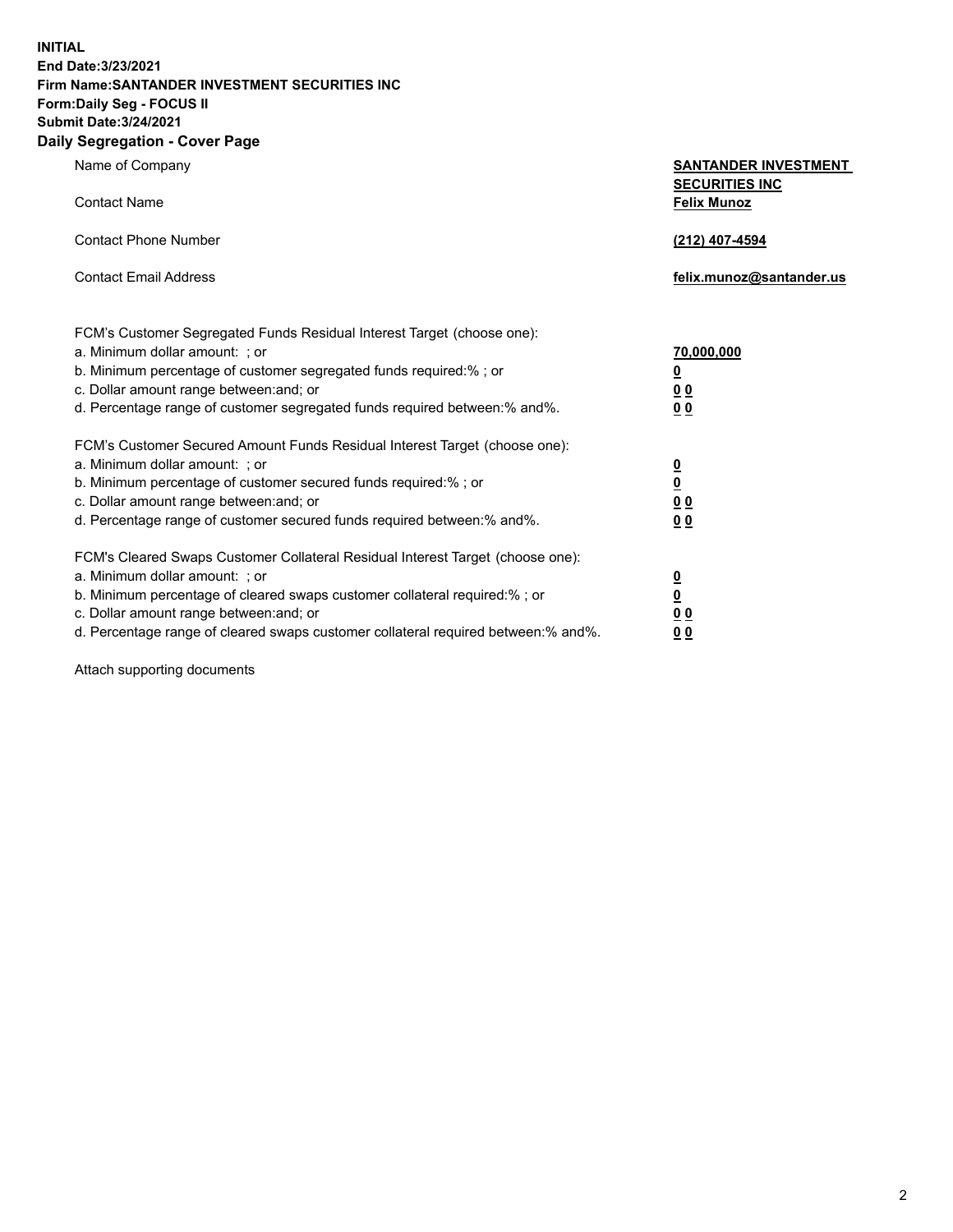**INITIAL**
**End Date:3/23/2021**
**Firm Name:SANTANDER INVESTMENT SECURITIES INC**
**Form:Daily Seg - FOCUS II**
**Submit Date:3/24/2021**

## Daily Segregation - Cover Page

| | |
|---|---|
| Name of Company | **SANTANDER INVESTMENT SECURITIES INC** |
| Contact Name | **Felix Munoz** |
| Contact Phone Number | **(212) 407-4594** |
| Contact Email Address | **felix.munoz@santander.us** |

| | |
|---|---|
| FCM's Customer Segregated Funds Residual Interest Target (choose one): | |
| a. Minimum dollar amount: ; or | **70,000,000** |
| b. Minimum percentage of customer segregated funds required:% ; or | **0** |
| c. Dollar amount range between:and; or | **0 0** |
| d. Percentage range of customer segregated funds required between:% and%. | **0 0** |

| | |
|---|---|
| FCM's Customer Secured Amount Funds Residual Interest Target (choose one): | |
| a. Minimum dollar amount: ; or | **0** |
| b. Minimum percentage of customer secured funds required:% ; or | **0** |
| c. Dollar amount range between:and; or | **0 0** |
| d. Percentage range of customer secured funds required between:% and%. | **0 0** |

| | |
|---|---|
| FCM's Cleared Swaps Customer Collateral Residual Interest Target (choose one): | |
| a. Minimum dollar amount: ; or | **0** |
| b. Minimum percentage of cleared swaps customer collateral required:% ; or | **0** |
| c. Dollar amount range between:and; or | **0 0** |
| d. Percentage range of cleared swaps customer collateral required between:% and%. | **0 0** |

Attach supporting documents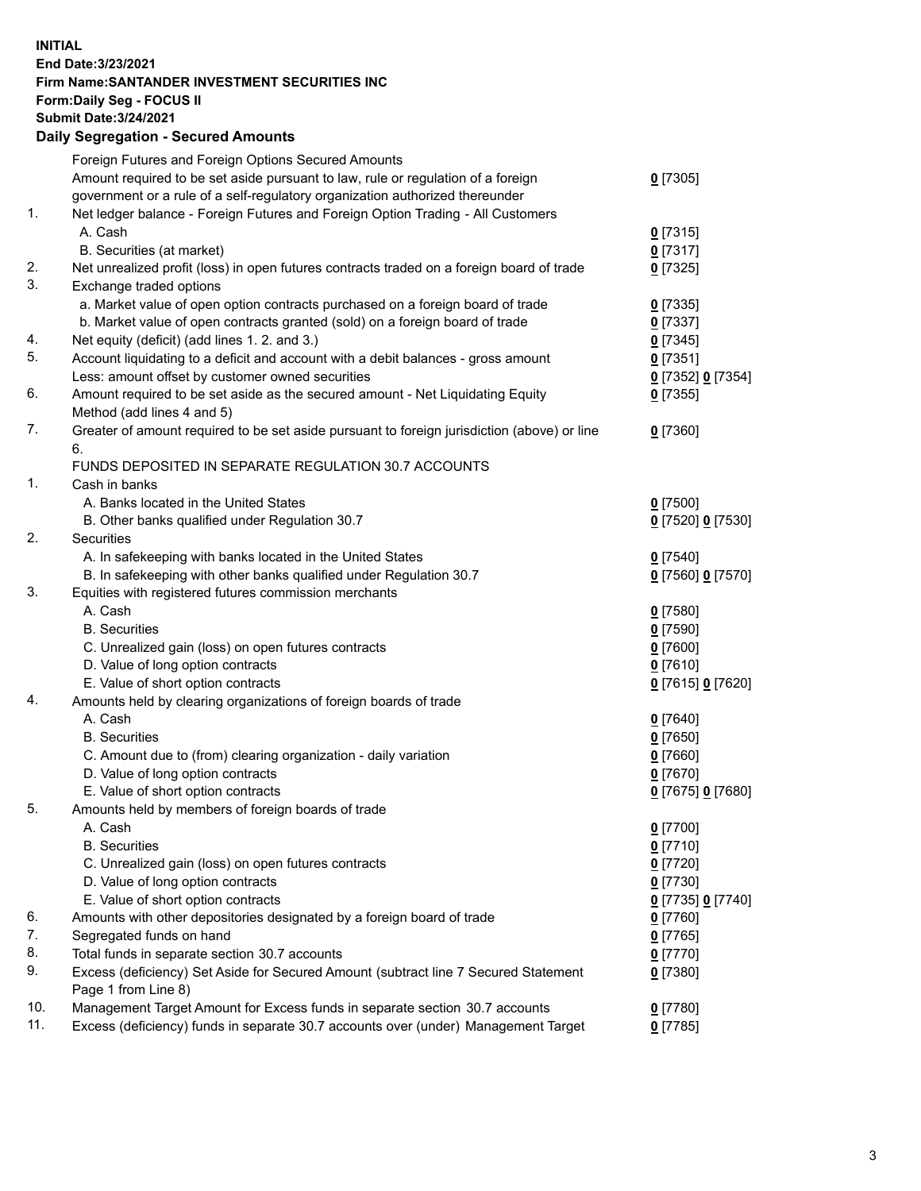**INITIAL**
**End Date:3/23/2021**
**Firm Name:SANTANDER INVESTMENT SECURITIES INC**
**Form:Daily Seg - FOCUS II**
**Submit Date:3/24/2021**

### Daily Segregation - Secured Amounts

| | | |
|---|---|---|
| | Foreign Futures and Foreign Options Secured Amounts | |
| | Amount required to be set aside pursuant to law, rule or regulation of a foreign government or a rule of a self-regulatory organization authorized thereunder | **0** [7305] |
| 1. | Net ledger balance - Foreign Futures and Foreign Option Trading - All Customers | |
| | A. Cash | **0** [7315] |
| | B. Securities (at market) | **0** [7317] |
| 2. | Net unrealized profit (loss) in open futures contracts traded on a foreign board of trade | **0** [7325] |
| 3. | Exchange traded options | |
| | a. Market value of open option contracts purchased on a foreign board of trade | **0** [7335] |
| | b. Market value of open contracts granted (sold) on a foreign board of trade | **0** [7337] |
| 4. | Net equity (deficit) (add lines 1. 2. and 3.) | **0** [7345] |
| 5. | Account liquidating to a deficit and account with a debit balances - gross amount | **0** [7351] |
| | Less: amount offset by customer owned securities | **0** [7352] **0** [7354] |
| 6. | Amount required to be set aside as the secured amount - Net Liquidating Equity Method (add lines 4 and 5) | **0** [7355] |
| 7. | Greater of amount required to be set aside pursuant to foreign jurisdiction (above) or line 6. | **0** [7360] |
| | FUNDS DEPOSITED IN SEPARATE REGULATION 30.7 ACCOUNTS | |
| 1. | Cash in banks | |
| | A. Banks located in the United States | **0** [7500] |
| | B. Other banks qualified under Regulation 30.7 | **0** [7520] **0** [7530] |
| 2. | Securities | |
| | A. In safekeeping with banks located in the United States | **0** [7540] |
| | B. In safekeeping with other banks qualified under Regulation 30.7 | **0** [7560] **0** [7570] |
| 3. | Equities with registered futures commission merchants | |
| | A. Cash | **0** [7580] |
| | B. Securities | **0** [7590] |
| | C. Unrealized gain (loss) on open futures contracts | **0** [7600] |
| | D. Value of long option contracts | **0** [7610] |
| | E. Value of short option contracts | **0** [7615] **0** [7620] |
| 4. | Amounts held by clearing organizations of foreign boards of trade | |
| | A. Cash | **0** [7640] |
| | B. Securities | **0** [7650] |
| | C. Amount due to (from) clearing organization - daily variation | **0** [7660] |
| | D. Value of long option contracts | **0** [7670] |
| | E. Value of short option contracts | **0** [7675] **0** [7680] |
| 5. | Amounts held by members of foreign boards of trade | |
| | A. Cash | **0** [7700] |
| | B. Securities | **0** [7710] |
| | C. Unrealized gain (loss) on open futures contracts | **0** [7720] |
| | D. Value of long option contracts | **0** [7730] |
| | E. Value of short option contracts | **0** [7735] **0** [7740] |
| 6. | Amounts with other depositories designated by a foreign board of trade | **0** [7760] |
| 7. | Segregated funds on hand | **0** [7765] |
| 8. | Total funds in separate section 30.7 accounts | **0** [7770] |
| 9. | Excess (deficiency) Set Aside for Secured Amount (subtract line 7 Secured Statement Page 1 from Line 8) | **0** [7380] |
| 10. | Management Target Amount for Excess funds in separate section 30.7 accounts | **0** [7780] |
| 11. | Excess (deficiency) funds in separate 30.7 accounts over (under) Management Target | **0** [7785] |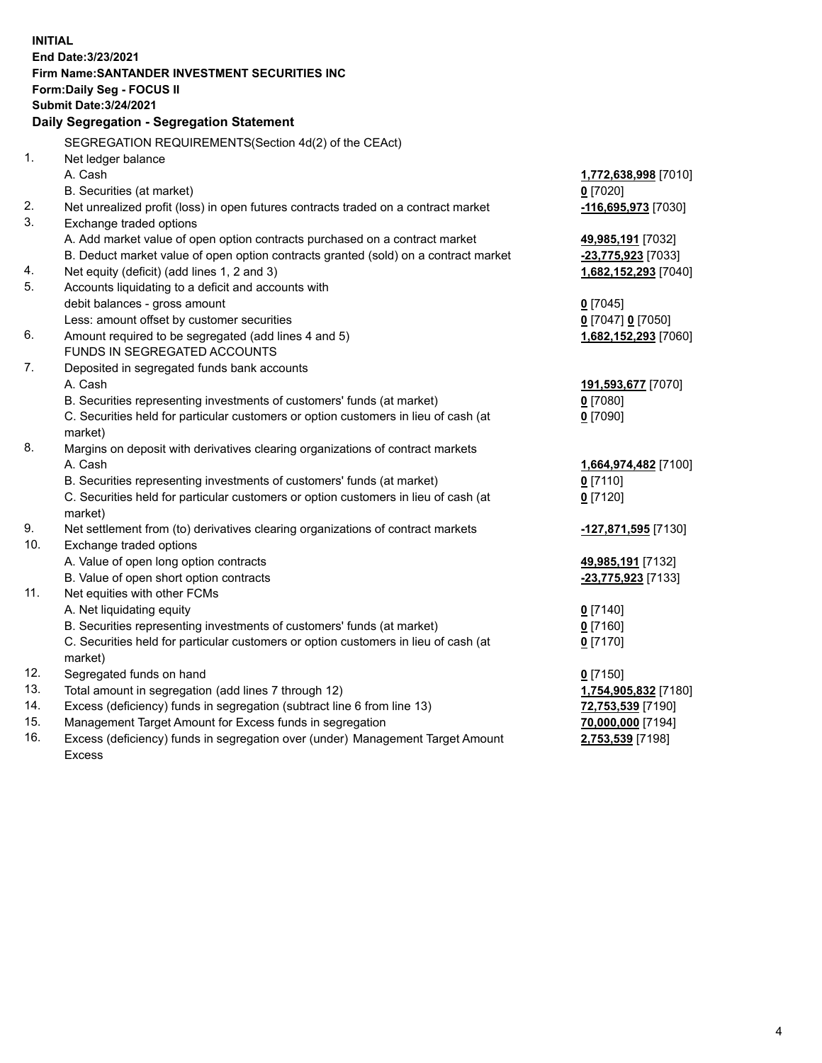**INITIAL**
**End Date:3/23/2021**
**Firm Name:SANTANDER INVESTMENT SECURITIES INC**
**Form:Daily Seg - FOCUS II**
**Submit Date:3/24/2021**

### Daily Segregation - Segregation Statement

| | | |
|---|---|---|
| | SEGREGATION REQUIREMENTS(Section 4d(2) of the CEAct) | |
| 1. | Net ledger balance | |
| | A. Cash | **1,772,638,998** [7010] |
| | B. Securities (at market) | **0** [7020] |
| 2. | Net unrealized profit (loss) in open futures contracts traded on a contract market | **-116,695,973** [7030] |
| 3. | Exchange traded options | |
| | A. Add market value of open option contracts purchased on a contract market | **49,985,191** [7032] |
| | B. Deduct market value of open option contracts granted (sold) on a contract market | **-23,775,923** [7033] |
| 4. | Net equity (deficit) (add lines 1, 2 and 3) | **1,682,152,293** [7040] |
| 5. | Accounts liquidating to a deficit and accounts with debit balances - gross amount | **0** [7045] |
| | Less: amount offset by customer securities | **0** [7047] **0** [7050] |
| 6. | Amount required to be segregated (add lines 4 and 5) | **1,682,152,293** [7060] |
| | FUNDS IN SEGREGATED ACCOUNTS | |
| 7. | Deposited in segregated funds bank accounts | |
| | A. Cash | **191,593,677** [7070] |
| | B. Securities representing investments of customers' funds (at market) | **0** [7080] |
| | C. Securities held for particular customers or option customers in lieu of cash (at market) | **0** [7090] |
| 8. | Margins on deposit with derivatives clearing organizations of contract markets | |
| | A. Cash | **1,664,974,482** [7100] |
| | B. Securities representing investments of customers' funds (at market) | **0** [7110] |
| | C. Securities held for particular customers or option customers in lieu of cash (at market) | **0** [7120] |
| 9. | Net settlement from (to) derivatives clearing organizations of contract markets | **-127,871,595** [7130] |
| 10. | Exchange traded options | |
| | A. Value of open long option contracts | **49,985,191** [7132] |
| | B. Value of open short option contracts | **-23,775,923** [7133] |
| 11. | Net equities with other FCMs | |
| | A. Net liquidating equity | **0** [7140] |
| | B. Securities representing investments of customers' funds (at market) | **0** [7160] |
| | C. Securities held for particular customers or option customers in lieu of cash (at market) | **0** [7170] |
| 12. | Segregated funds on hand | **0** [7150] |
| 13. | Total amount in segregation (add lines 7 through 12) | **1,754,905,832** [7180] |
| 14. | Excess (deficiency) funds in segregation (subtract line 6 from line 13) | **72,753,539** [7190] |
| 15. | Management Target Amount for Excess funds in segregation | **70,000,000** [7194] |
| 16. | Excess (deficiency) funds in segregation over (under) Management Target Amount Excess | **2,753,539** [7198] |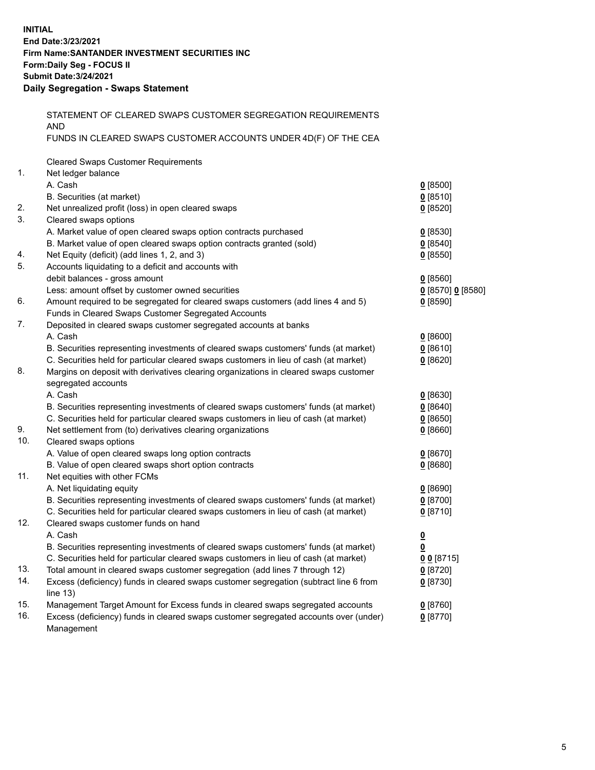**INITIAL**
**End Date:3/23/2021**
**Firm Name:SANTANDER INVESTMENT SECURITIES INC**
**Form:Daily Seg - FOCUS II**
**Submit Date:3/24/2021**
**Daily Segregation - Swaps Statement**

STATEMENT OF CLEARED SWAPS CUSTOMER SEGREGATION REQUIREMENTS AND FUNDS IN CLEARED SWAPS CUSTOMER ACCOUNTS UNDER 4D(F) OF THE CEA

| | | |
|---|---|---|
| | Cleared Swaps Customer Requirements | |
| 1. | Net ledger balance | |
| | A. Cash | 0 [8500] |
| | B. Securities (at market) | 0 [8510] |
| 2. | Net unrealized profit (loss) in open cleared swaps | 0 [8520] |
| 3. | Cleared swaps options | |
| | A. Market value of open cleared swaps option contracts purchased | 0 [8530] |
| | B. Market value of open cleared swaps option contracts granted (sold) | 0 [8540] |
| 4. | Net Equity (deficit) (add lines 1, 2, and 3) | 0 [8550] |
| 5. | Accounts liquidating to a deficit and accounts with debit balances - gross amount | 0 [8560] |
| | Less: amount offset by customer owned securities | 0 [8570] 0 [8580] |
| 6. | Amount required to be segregated for cleared swaps customers (add lines 4 and 5) | 0 [8590] |
| | Funds in Cleared Swaps Customer Segregated Accounts | |
| 7. | Deposited in cleared swaps customer segregated accounts at banks | |
| | A. Cash | 0 [8600] |
| | B. Securities representing investments of cleared swaps customers' funds (at market) | 0 [8610] |
| | C. Securities held for particular cleared swaps customers in lieu of cash (at market) | 0 [8620] |
| 8. | Margins on deposit with derivatives clearing organizations in cleared swaps customer segregated accounts | |
| | A. Cash | 0 [8630] |
| | B. Securities representing investments of cleared swaps customers' funds (at market) | 0 [8640] |
| | C. Securities held for particular cleared swaps customers in lieu of cash (at market) | 0 [8650] |
| 9. | Net settlement from (to) derivatives clearing organizations | 0 [8660] |
| 10. | Cleared swaps options | |
| | A. Value of open cleared swaps long option contracts | 0 [8670] |
| | B. Value of open cleared swaps short option contracts | 0 [8680] |
| 11. | Net equities with other FCMs | |
| | A. Net liquidating equity | 0 [8690] |
| | B. Securities representing investments of cleared swaps customers' funds (at market) | 0 [8700] |
| | C. Securities held for particular cleared swaps customers in lieu of cash (at market) | 0 [8710] |
| 12. | Cleared swaps customer funds on hand | |
| | A. Cash | 0 |
| | B. Securities representing investments of cleared swaps customers' funds (at market) | 0 |
| | C. Securities held for particular cleared swaps customers in lieu of cash (at market) | 0 0 [8715] |
| 13. | Total amount in cleared swaps customer segregation (add lines 7 through 12) | 0 [8720] |
| 14. | Excess (deficiency) funds in cleared swaps customer segregation (subtract line 6 from line 13) | 0 [8730] |
| 15. | Management Target Amount for Excess funds in cleared swaps segregated accounts | 0 [8760] |
| 16. | Excess (deficiency) funds in cleared swaps customer segregated accounts over (under) Management | 0 [8770] |